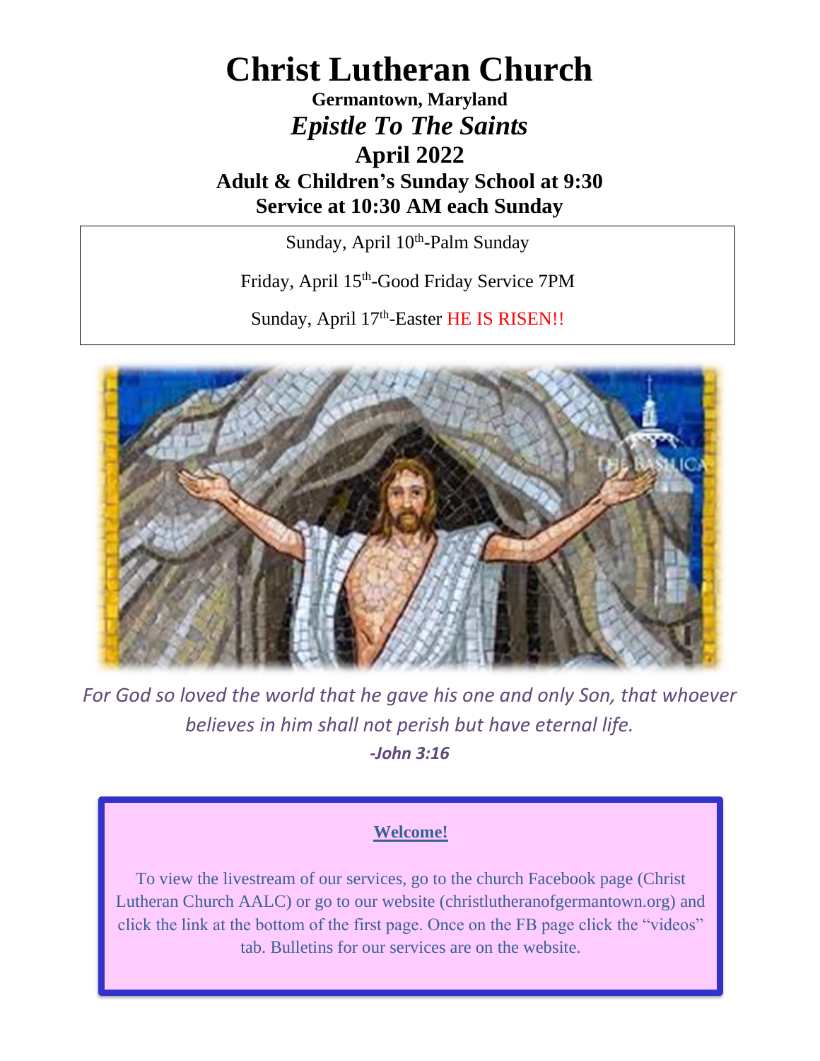# Christ Lutheran Church

**Germantown, Maryland**

## *Epistle To The Saints*

## April 2022

### Adult & Children's Sunday School at 9:30
### Service at 10:30 AM each Sunday

Sunday, April 10th-Palm Sunday

Friday, April 15th-Good Friday Service 7PM

Sunday, April 17th-Easter HE IS RISEN!!

*For God so loved the world that he gave his one and only Son, that whoever believes in him shall not perish but have eternal life.*

***-John 3:16***

**Welcome!**

To view the livestream of our services, go to the church Facebook page (Christ Lutheran Church AALC) or go to our website (christlutheranofgermantown.org) and click the link at the bottom of the first page. Once on the FB page click the "videos" tab. Bulletins for our services are on the website.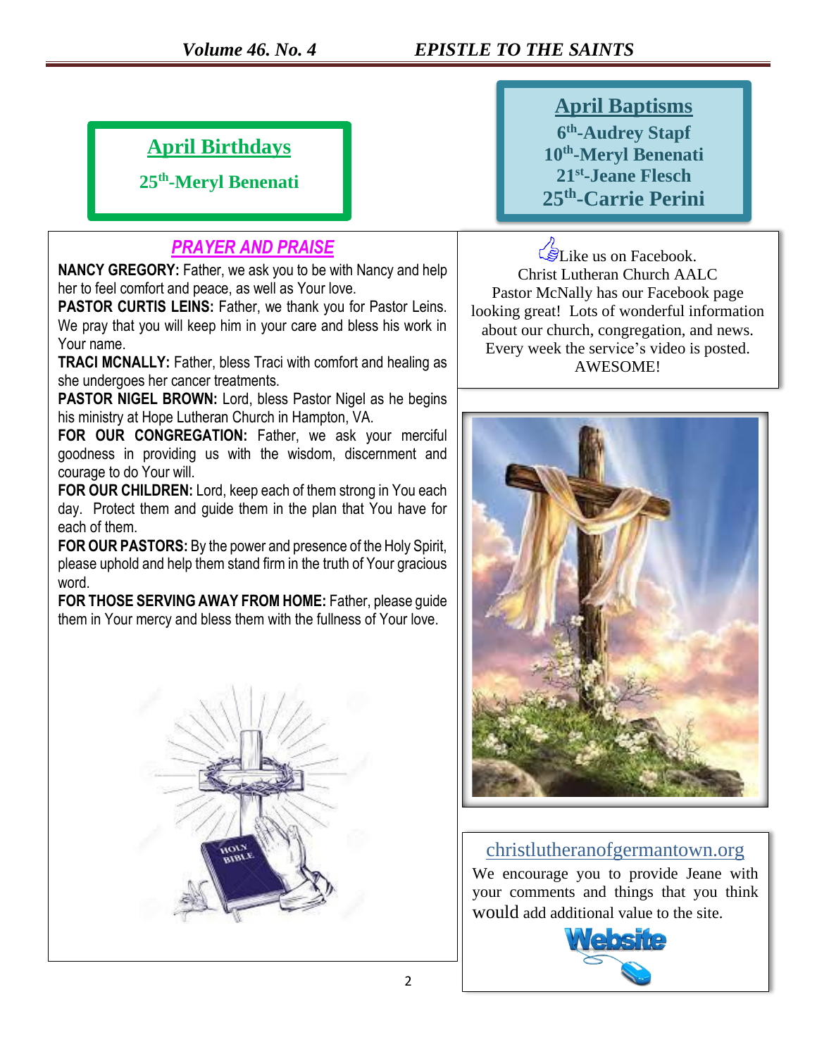## April Birthdays

**25th-Meryl Benenati**

## April Baptisms

**6th-Audrey Stapf**
**10th-Meryl Benenati**
**21st-Jeane Flesch**
**25th-Carrie Perini**

## *PRAYER AND PRAISE*

**NANCY GREGORY:** Father, we ask you to be with Nancy and help her to feel comfort and peace, as well as Your love.

**PASTOR CURTIS LEINS:** Father, we thank you for Pastor Leins. We pray that you will keep him in your care and bless his work in Your name.

**TRACI MCNALLY:** Father, bless Traci with comfort and healing as she undergoes her cancer treatments.

**PASTOR NIGEL BROWN:** Lord, bless Pastor Nigel as he begins his ministry at Hope Lutheran Church in Hampton, VA.

**FOR OUR CONGREGATION:** Father, we ask your merciful goodness in providing us with the wisdom, discernment and courage to do Your will.

**FOR OUR CHILDREN:** Lord, keep each of them strong in You each day. Protect them and guide them in the plan that You have for each of them.

**FOR OUR PASTORS:** By the power and presence of the Holy Spirit, please uphold and help them stand firm in the truth of Your gracious word.

**FOR THOSE SERVING AWAY FROM HOME:** Father, please guide them in Your mercy and bless them with the fullness of Your love.

Like us on Facebook.
Christ Lutheran Church AALC
Pastor McNally has our Facebook page looking great! Lots of wonderful information about our church, congregation, and news. Every week the service's video is posted. AWESOME!

christlutheranofgermantown.org

We encourage you to provide Jeane with your comments and things that you think would add additional value to the site.

Website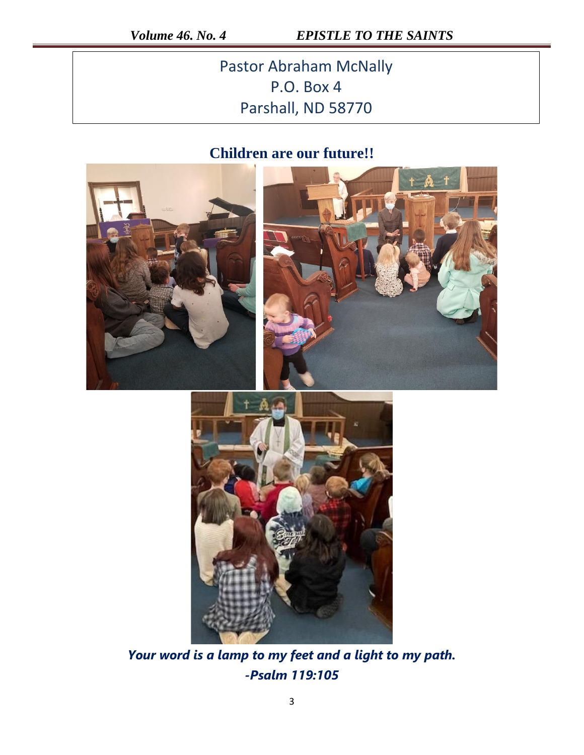Pastor Abraham McNally
P.O. Box 4
Parshall, ND 58770

## Children are our future!!

***Your word is a lamp to my feet and a light to my path. -Psalm 119:105***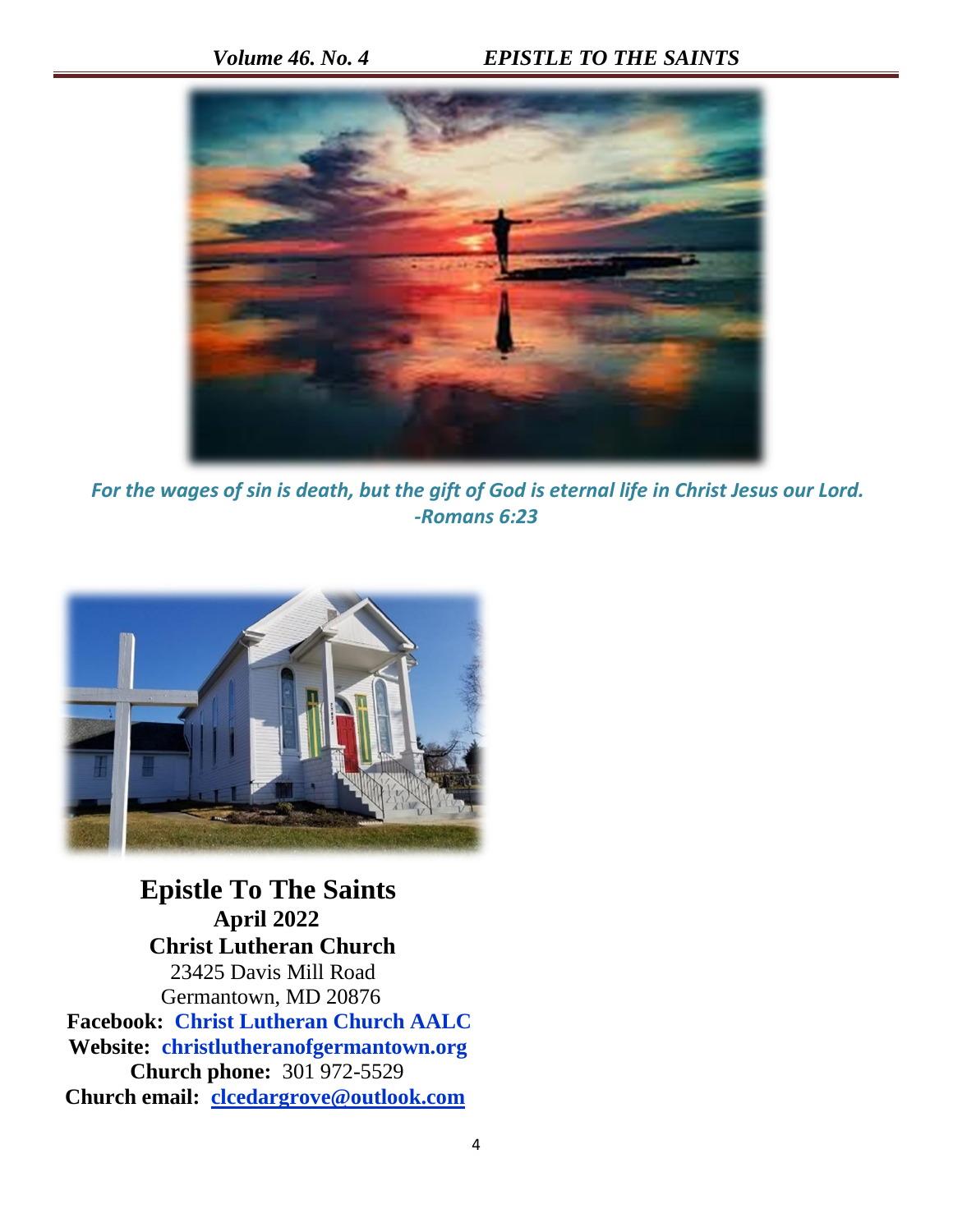*For the wages of sin is death, but the gift of God is eternal life in Christ Jesus our Lord.*
*-Romans 6:23*

# Epistle To The Saints

**April 2022**

**Christ Lutheran Church**

23425 Davis Mill Road
Germantown, MD 20876

**Facebook: Christ Lutheran Church AALC**

**Website: christlutheranofgermantown.org**

**Church phone:** 301 972-5529

**Church email: clcedargrove@outlook.com**